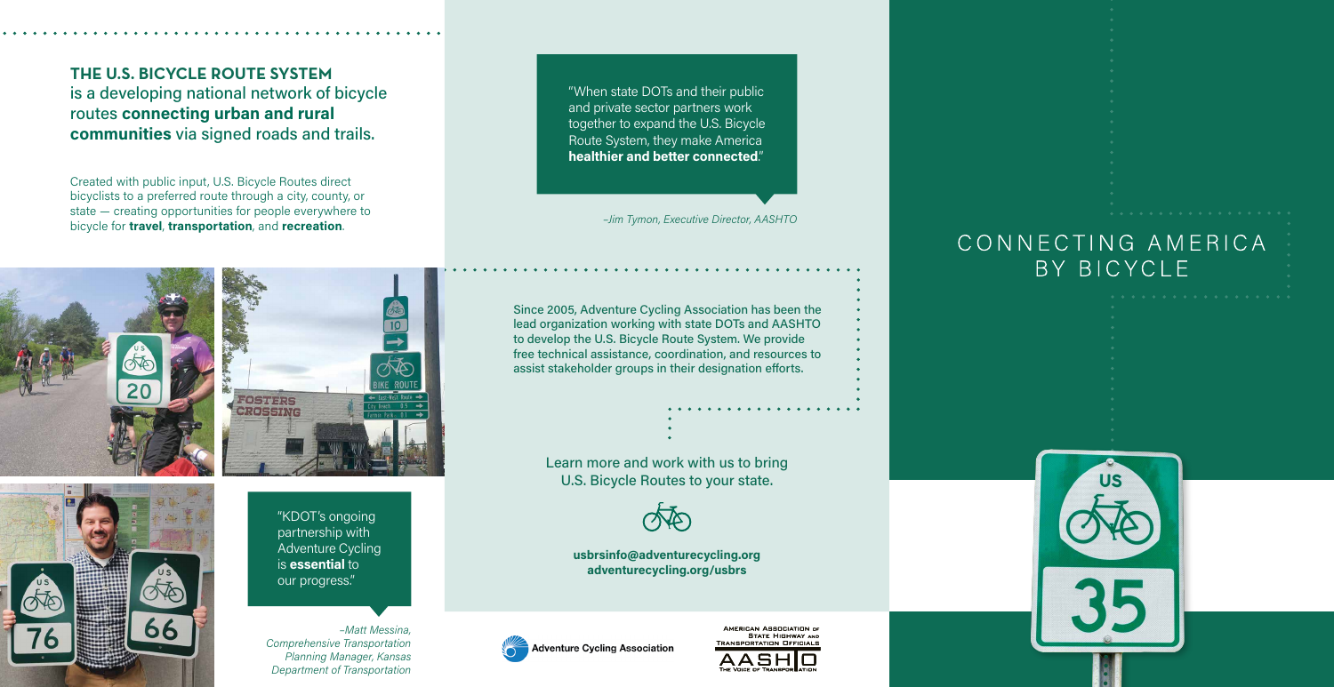**THE U.S. BICYCLE ROUTE SYSTEM** is a developing national network of bicycle routes **connecting urban and rural communities** via signed roads and trails.

Created with public input, U.S. Bicycle Routes direct bicyclists to a preferred route through a city, county, or state — creating opportunities for people everywhere to bicycle for **travel**, **transportation**, and **recreation**.

"KDOT's ongoing partnership with Adventure Cycling is **essential** to our progress."

*–Matt Messina, Comprehensive Transportation Planning Manager, Kansas Department of Transportation*

"When state DOTs and their public and private sector partners work together to expand the U.S. Bicycle Route System, they make America **healthier and better connected**."

*–Jim Tymon, Executive Director, AASHTO*

Since 2005, Adventure Cycling Association has been the lead organization working with state DOTs and AASHTO to develop the U.S. Bicycle Route System. We provide free technical assistance, coordination, and resources to assist stakeholder groups in their designation efforts.

Learn more and work with us to bring U.S. Bicycle Routes to your state.

**usbrsinfo@adventurecycling.org**
**adventurecycling.org/usbrs**

Adventure Cycling Association

American Association of State Highway and Transportation Officials — AASHTO — The Voice of Transportation

# CONNECTING AMERICA BY BICYCLE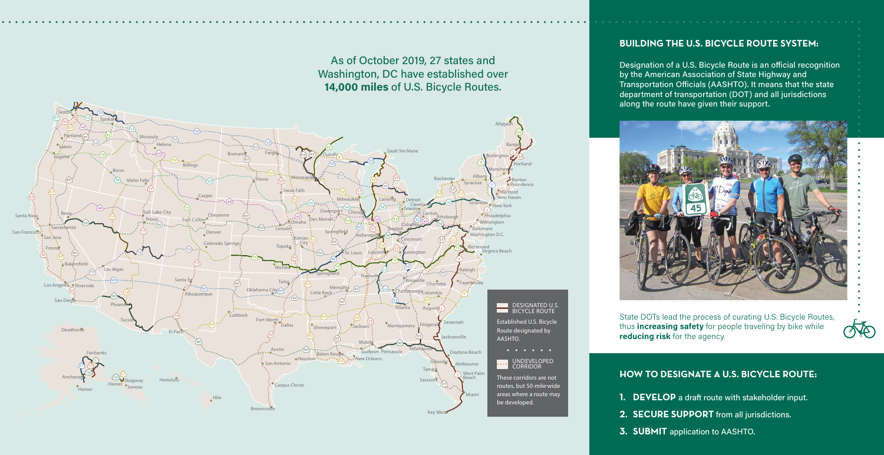As of October 2019, 27 states and Washington, DC have established over **14,000 miles** of U.S. Bicycle Routes.

DESIGNATED U.S. BICYCLE ROUTE

Established U.S. Bicycle Route designated by AASHTO.

UNDEVELOPED CORRIDOR

These corridors are not routes, but 50-mile-wide areas where a route may be developed.

## BUILDING THE U.S. BICYCLE ROUTE SYSTEM:

Designation of a U.S. Bicycle Route is an official recognition by the American Association of State Highway and Transportation Officials (AASHTO). It means that the state department of transportation (DOT) and all jurisdictions along the route have given their support.

State DOTs lead the process of curating U.S. Bicycle Routes, thus **increasing safety** for people traveling by bike while **reducing risk** for the agency.

## HOW TO DESIGNATE A U.S. BICYCLE ROUTE:

1. **DEVELOP** a draft route with stakeholder input.
2. **SECURE SUPPORT** from all jurisdictions.
3. **SUBMIT** application to AASHTO.